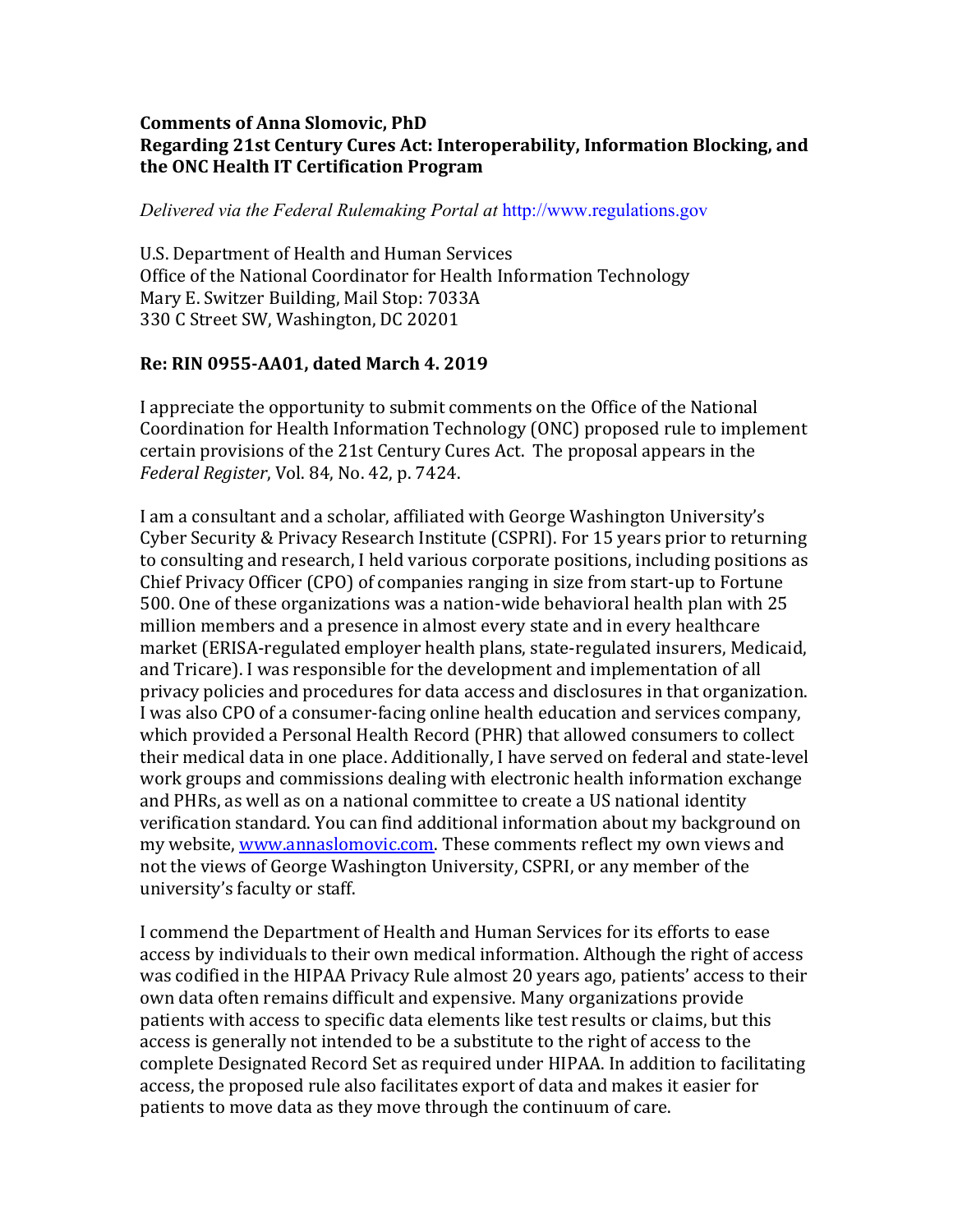**Comments of Anna Slomovic, PhD**
**Regarding 21st Century Cures Act: Interoperability, Information Blocking, and the ONC Health IT Certification Program**

*Delivered via the Federal Rulemaking Portal at* http://www.regulations.gov

U.S. Department of Health and Human Services
Office of the National Coordinator for Health Information Technology
Mary E. Switzer Building, Mail Stop: 7033A
330 C Street SW, Washington, DC 20201

**Re: RIN 0955-AA01, dated March 4. 2019**

I appreciate the opportunity to submit comments on the Office of the National Coordination for Health Information Technology (ONC) proposed rule to implement certain provisions of the 21st Century Cures Act. The proposal appears in the *Federal Register*, Vol. 84, No. 42, p. 7424.

I am a consultant and a scholar, affiliated with George Washington University's Cyber Security & Privacy Research Institute (CSPRI). For 15 years prior to returning to consulting and research, I held various corporate positions, including positions as Chief Privacy Officer (CPO) of companies ranging in size from start-up to Fortune 500. One of these organizations was a nation-wide behavioral health plan with 25 million members and a presence in almost every state and in every healthcare market (ERISA-regulated employer health plans, state-regulated insurers, Medicaid, and Tricare). I was responsible for the development and implementation of all privacy policies and procedures for data access and disclosures in that organization. I was also CPO of a consumer-facing online health education and services company, which provided a Personal Health Record (PHR) that allowed consumers to collect their medical data in one place. Additionally, I have served on federal and state-level work groups and commissions dealing with electronic health information exchange and PHRs, as well as on a national committee to create a US national identity verification standard. You can find additional information about my background on my website, www.annaslomovic.com. These comments reflect my own views and not the views of George Washington University, CSPRI, or any member of the university's faculty or staff.

I commend the Department of Health and Human Services for its efforts to ease access by individuals to their own medical information. Although the right of access was codified in the HIPAA Privacy Rule almost 20 years ago, patients' access to their own data often remains difficult and expensive. Many organizations provide patients with access to specific data elements like test results or claims, but this access is generally not intended to be a substitute to the right of access to the complete Designated Record Set as required under HIPAA. In addition to facilitating access, the proposed rule also facilitates export of data and makes it easier for patients to move data as they move through the continuum of care.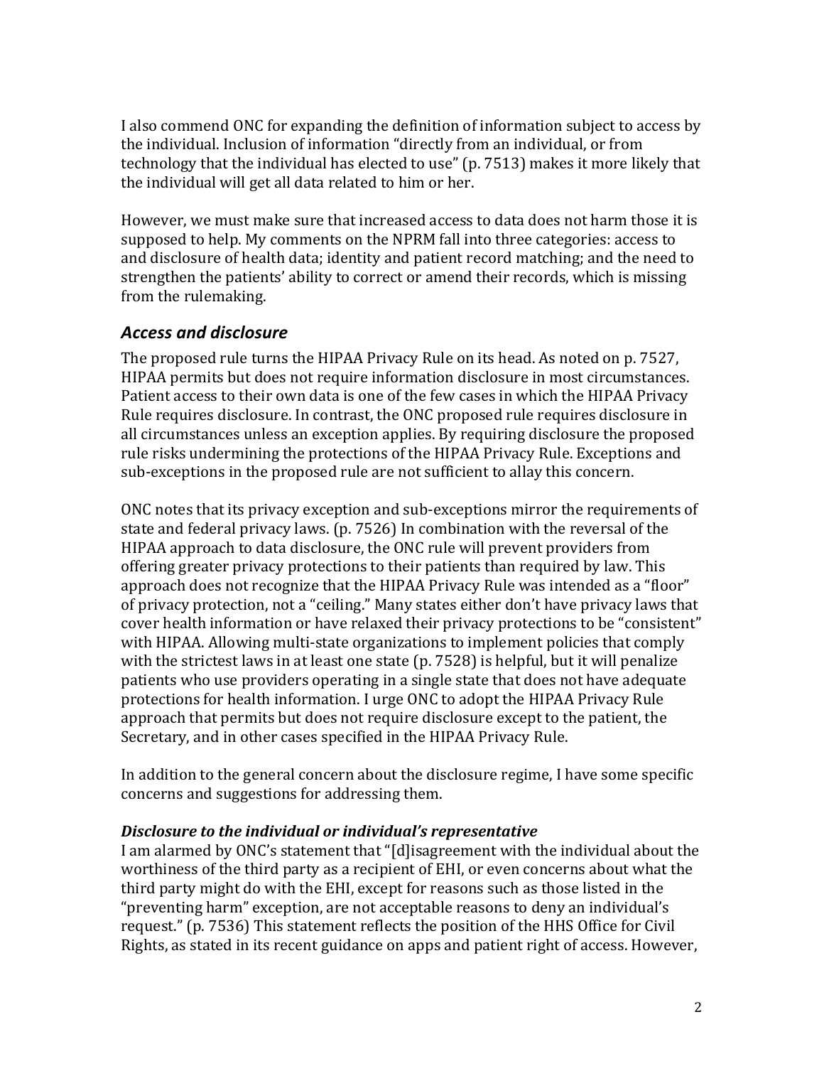I also commend ONC for expanding the definition of information subject to access by the individual. Inclusion of information "directly from an individual, or from technology that the individual has elected to use" (p. 7513) makes it more likely that the individual will get all data related to him or her.

However, we must make sure that increased access to data does not harm those it is supposed to help. My comments on the NPRM fall into three categories: access to and disclosure of health data; identity and patient record matching; and the need to strengthen the patients' ability to correct or amend their records, which is missing from the rulemaking.

## *Access and disclosure*

The proposed rule turns the HIPAA Privacy Rule on its head. As noted on p. 7527, HIPAA permits but does not require information disclosure in most circumstances. Patient access to their own data is one of the few cases in which the HIPAA Privacy Rule requires disclosure. In contrast, the ONC proposed rule requires disclosure in all circumstances unless an exception applies. By requiring disclosure the proposed rule risks undermining the protections of the HIPAA Privacy Rule. Exceptions and sub-exceptions in the proposed rule are not sufficient to allay this concern.

ONC notes that its privacy exception and sub-exceptions mirror the requirements of state and federal privacy laws. (p. 7526) In combination with the reversal of the HIPAA approach to data disclosure, the ONC rule will prevent providers from offering greater privacy protections to their patients than required by law. This approach does not recognize that the HIPAA Privacy Rule was intended as a "floor" of privacy protection, not a "ceiling." Many states either don't have privacy laws that cover health information or have relaxed their privacy protections to be "consistent" with HIPAA. Allowing multi-state organizations to implement policies that comply with the strictest laws in at least one state (p. 7528) is helpful, but it will penalize patients who use providers operating in a single state that does not have adequate protections for health information. I urge ONC to adopt the HIPAA Privacy Rule approach that permits but does not require disclosure except to the patient, the Secretary, and in other cases specified in the HIPAA Privacy Rule.

In addition to the general concern about the disclosure regime, I have some specific concerns and suggestions for addressing them.

### *Disclosure to the individual or individual's representative*

I am alarmed by ONC's statement that "[d]isagreement with the individual about the worthiness of the third party as a recipient of EHI, or even concerns about what the third party might do with the EHI, except for reasons such as those listed in the "preventing harm" exception, are not acceptable reasons to deny an individual's request." (p. 7536) This statement reflects the position of the HHS Office for Civil Rights, as stated in its recent guidance on apps and patient right of access. However,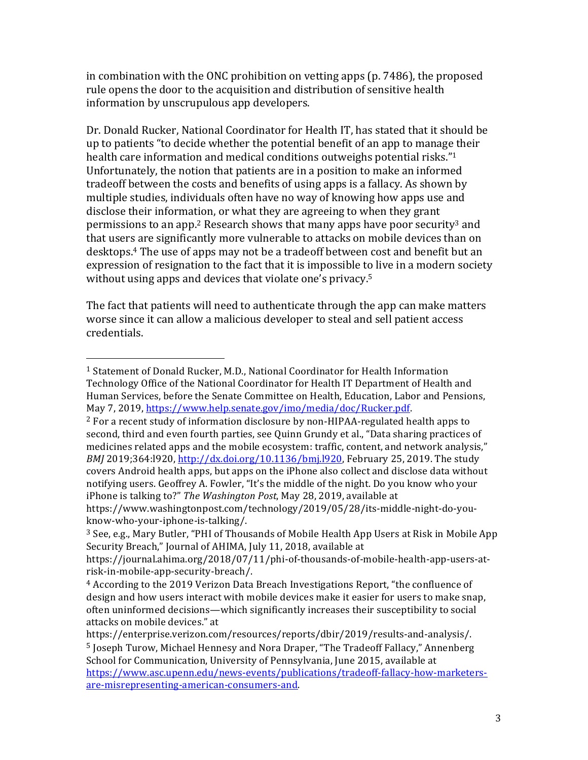in combination with the ONC prohibition on vetting apps (p. 7486), the proposed rule opens the door to the acquisition and distribution of sensitive health information by unscrupulous app developers.

Dr. Donald Rucker, National Coordinator for Health IT, has stated that it should be up to patients "to decide whether the potential benefit of an app to manage their health care information and medical conditions outweighs potential risks."[1] Unfortunately, the notion that patients are in a position to make an informed tradeoff between the costs and benefits of using apps is a fallacy. As shown by multiple studies, individuals often have no way of knowing how apps use and disclose their information, or what they are agreeing to when they grant permissions to an app.[2] Research shows that many apps have poor security[3] and that users are significantly more vulnerable to attacks on mobile devices than on desktops.[4] The use of apps may not be a tradeoff between cost and benefit but an expression of resignation to the fact that it is impossible to live in a modern society without using apps and devices that violate one's privacy.[5]

The fact that patients will need to authenticate through the app can make matters worse since it can allow a malicious developer to steal and sell patient access credentials.

---

[1] Statement of Donald Rucker, M.D., National Coordinator for Health Information Technology Office of the National Coordinator for Health IT Department of Health and Human Services, before the Senate Committee on Health, Education, Labor and Pensions, May 7, 2019, [https://www.help.senate.gov/imo/media/doc/Rucker.pdf](https://www.help.senate.gov/imo/media/doc/Rucker.pdf).

[2] For a recent study of information disclosure by non-HIPAA-regulated health apps to second, third and even fourth parties, see Quinn Grundy et al., "Data sharing practices of medicines related apps and the mobile ecosystem: traffic, content, and network analysis," *BMJ* 2019;364:l920, [http://dx.doi.org/10.1136/bmj.l920](http://dx.doi.org/10.1136/bmj.l920), February 25, 2019. The study covers Android health apps, but apps on the iPhone also collect and disclose data without notifying users. Geoffrey A. Fowler, "It's the middle of the night. Do you know who your iPhone is talking to?" *The Washington Post*, May 28, 2019, available at https://www.washingtonpost.com/technology/2019/05/28/its-middle-night-do-you-know-who-your-iphone-is-talking/.

[3] See, e.g., Mary Butler, "PHI of Thousands of Mobile Health App Users at Risk in Mobile App Security Breach," Journal of AHIMA, July 11, 2018, available at https://journal.ahima.org/2018/07/11/phi-of-thousands-of-mobile-health-app-users-at-risk-in-mobile-app-security-breach/.

[4] According to the 2019 Verizon Data Breach Investigations Report, "the confluence of design and how users interact with mobile devices make it easier for users to make snap, often uninformed decisions—which significantly increases their susceptibility to social attacks on mobile devices." at https://enterprise.verizon.com/resources/reports/dbir/2019/results-and-analysis/.

[5] Joseph Turow, Michael Hennesy and Nora Draper, "The Tradeoff Fallacy," Annenberg School for Communication, University of Pennsylvania, June 2015, available at [https://www.asc.upenn.edu/news-events/publications/tradeoff-fallacy-how-marketers-are-misrepresenting-american-consumers-and](https://www.asc.upenn.edu/news-events/publications/tradeoff-fallacy-how-marketers-are-misrepresenting-american-consumers-and).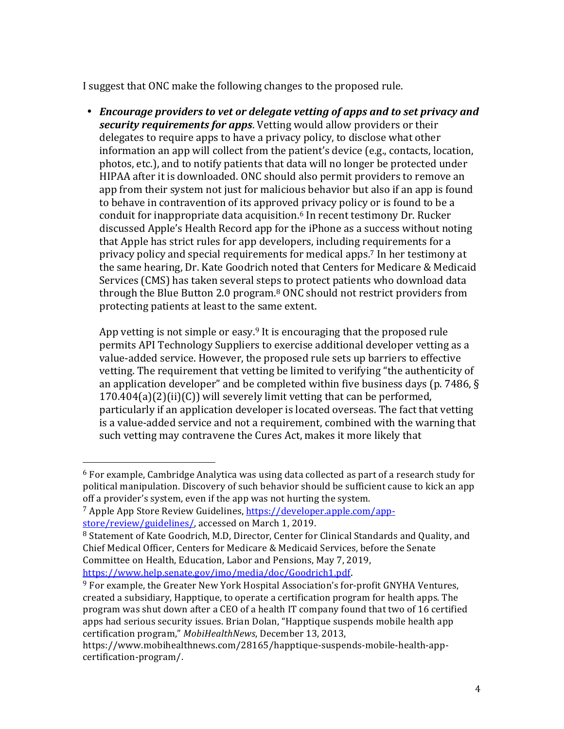I suggest that ONC make the following changes to the proposed rule.

- ***Encourage providers to vet or delegate vetting of apps and to set privacy and security requirements for apps***. Vetting would allow providers or their delegates to require apps to have a privacy policy, to disclose what other information an app will collect from the patient's device (e.g., contacts, location, photos, etc.), and to notify patients that data will no longer be protected under HIPAA after it is downloaded. ONC should also permit providers to remove an app from their system not just for malicious behavior but also if an app is found to behave in contravention of its approved privacy policy or is found to be a conduit for inappropriate data acquisition.[6] In recent testimony Dr. Rucker discussed Apple's Health Record app for the iPhone as a success without noting that Apple has strict rules for app developers, including requirements for a privacy policy and special requirements for medical apps.[7] In her testimony at the same hearing, Dr. Kate Goodrich noted that Centers for Medicare & Medicaid Services (CMS) has taken several steps to protect patients who download data through the Blue Button 2.0 program.[8] ONC should not restrict providers from protecting patients at least to the same extent.

  App vetting is not simple or easy.[9] It is encouraging that the proposed rule permits API Technology Suppliers to exercise additional developer vetting as a value-added service. However, the proposed rule sets up barriers to effective vetting. The requirement that vetting be limited to verifying "the authenticity of an application developer" and be completed within five business days (p. 7486, § 170.404(a)(2)(ii)(C)) will severely limit vetting that can be performed, particularly if an application developer is located overseas. The fact that vetting is a value-added service and not a requirement, combined with the warning that such vetting may contravene the Cures Act, makes it more likely that

---

[6] For example, Cambridge Analytica was using data collected as part of a research study for political manipulation. Discovery of such behavior should be sufficient cause to kick an app off a provider's system, even if the app was not hurting the system.

[7] Apple App Store Review Guidelines, https://developer.apple.com/app-store/review/guidelines/, accessed on March 1, 2019.

[8] Statement of Kate Goodrich, M.D, Director, Center for Clinical Standards and Quality, and Chief Medical Officer, Centers for Medicare & Medicaid Services, before the Senate Committee on Health, Education, Labor and Pensions, May 7, 2019, https://www.help.senate.gov/imo/media/doc/Goodrich1.pdf.

[9] For example, the Greater New York Hospital Association's for-profit GNYHA Ventures, created a subsidiary, Happtique, to operate a certification program for health apps. The program was shut down after a CEO of a health IT company found that two of 16 certified apps had serious security issues. Brian Dolan, "Happtique suspends mobile health app certification program," *MobiHealthNews*, December 13, 2013, https://www.mobihealthnews.com/28165/happtique-suspends-mobile-health-app-certification-program/.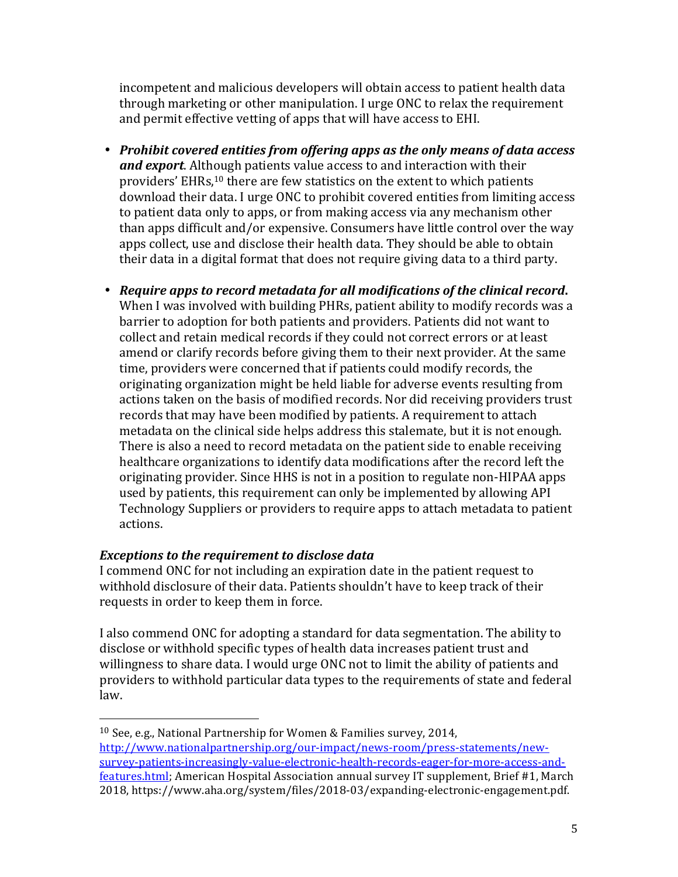incompetent and malicious developers will obtain access to patient health data through marketing or other manipulation. I urge ONC to relax the requirement and permit effective vetting of apps that will have access to EHI.

- ***Prohibit covered entities from offering apps as the only means of data access and export***. Although patients value access to and interaction with their providers' EHRs,[10] there are few statistics on the extent to which patients download their data. I urge ONC to prohibit covered entities from limiting access to patient data only to apps, or from making access via any mechanism other than apps difficult and/or expensive. Consumers have little control over the way apps collect, use and disclose their health data. They should be able to obtain their data in a digital format that does not require giving data to a third party.

- ***Require apps to record metadata for all modifications of the clinical record***. When I was involved with building PHRs, patient ability to modify records was a barrier to adoption for both patients and providers. Patients did not want to collect and retain medical records if they could not correct errors or at least amend or clarify records before giving them to their next provider. At the same time, providers were concerned that if patients could modify records, the originating organization might be held liable for adverse events resulting from actions taken on the basis of modified records. Nor did receiving providers trust records that may have been modified by patients. A requirement to attach metadata on the clinical side helps address this stalemate, but it is not enough. There is also a need to record metadata on the patient side to enable receiving healthcare organizations to identify data modifications after the record left the originating provider. Since HHS is not in a position to regulate non-HIPAA apps used by patients, this requirement can only be implemented by allowing API Technology Suppliers or providers to require apps to attach metadata to patient actions.

***Exceptions to the requirement to disclose data***

I commend ONC for not including an expiration date in the patient request to withhold disclosure of their data. Patients shouldn't have to keep track of their requests in order to keep them in force.

I also commend ONC for adopting a standard for data segmentation. The ability to disclose or withhold specific types of health data increases patient trust and willingness to share data. I would urge ONC not to limit the ability of patients and providers to withhold particular data types to the requirements of state and federal law.

---

[10] See, e.g., National Partnership for Women & Families survey, 2014, http://www.nationalpartnership.org/our-impact/news-room/press-statements/new-survey-patients-increasingly-value-electronic-health-records-eager-for-more-access-and-features.html; American Hospital Association annual survey IT supplement, Brief #1, March 2018, https://www.aha.org/system/files/2018-03/expanding-electronic-engagement.pdf.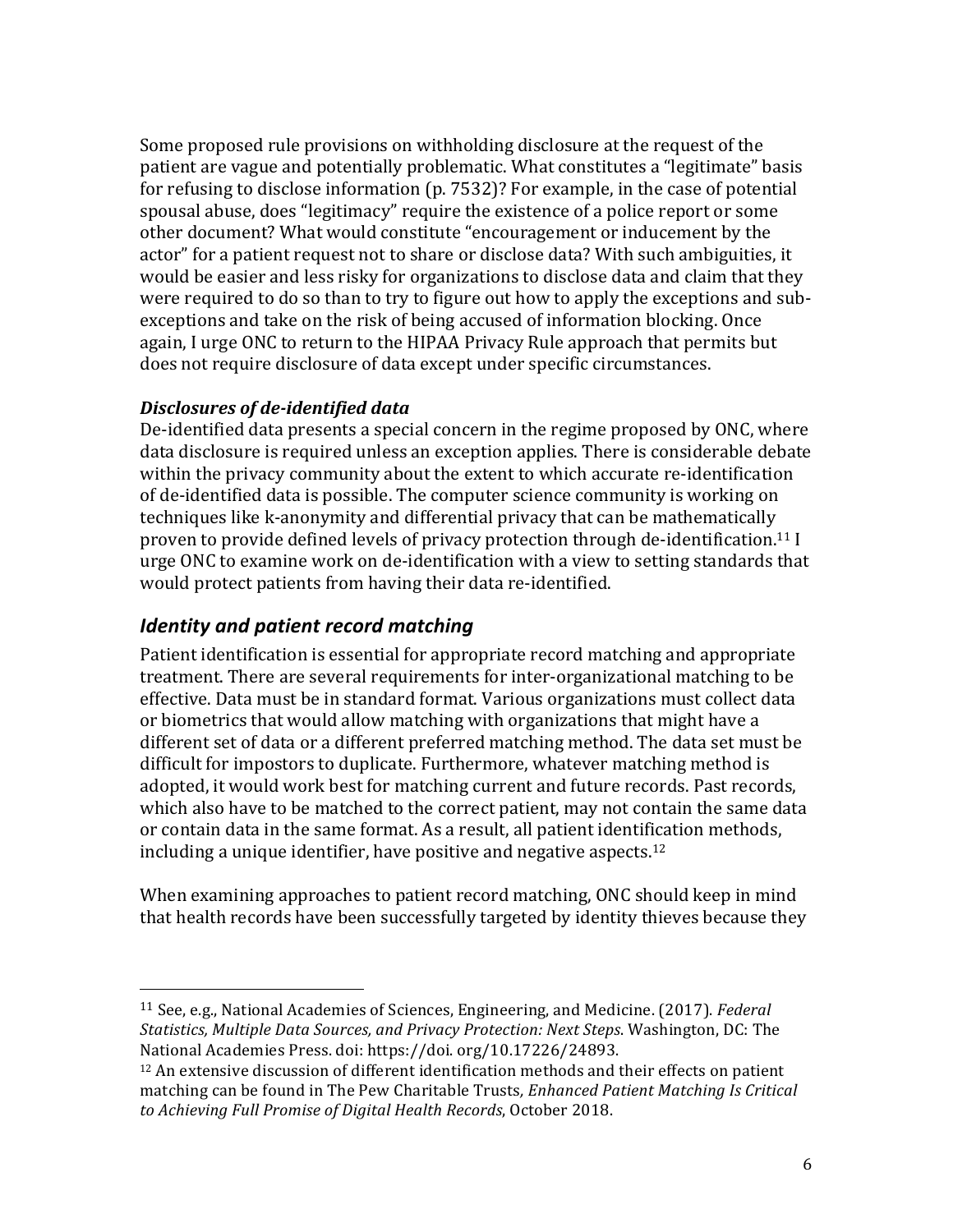Some proposed rule provisions on withholding disclosure at the request of the patient are vague and potentially problematic. What constitutes a "legitimate" basis for refusing to disclose information (p. 7532)? For example, in the case of potential spousal abuse, does "legitimacy" require the existence of a police report or some other document? What would constitute "encouragement or inducement by the actor" for a patient request not to share or disclose data? With such ambiguities, it would be easier and less risky for organizations to disclose data and claim that they were required to do so than to try to figure out how to apply the exceptions and sub-exceptions and take on the risk of being accused of information blocking. Once again, I urge ONC to return to the HIPAA Privacy Rule approach that permits but does not require disclosure of data except under specific circumstances.

***Disclosures of de-identified data***

De-identified data presents a special concern in the regime proposed by ONC, where data disclosure is required unless an exception applies. There is considerable debate within the privacy community about the extent to which accurate re-identification of de-identified data is possible. The computer science community is working on techniques like k-anonymity and differential privacy that can be mathematically proven to provide defined levels of privacy protection through de-identification.[11] I urge ONC to examine work on de-identification with a view to setting standards that would protect patients from having their data re-identified.

## *Identity and patient record matching*

Patient identification is essential for appropriate record matching and appropriate treatment. There are several requirements for inter-organizational matching to be effective. Data must be in standard format. Various organizations must collect data or biometrics that would allow matching with organizations that might have a different set of data or a different preferred matching method. The data set must be difficult for impostors to duplicate. Furthermore, whatever matching method is adopted, it would work best for matching current and future records. Past records, which also have to be matched to the correct patient, may not contain the same data or contain data in the same format. As a result, all patient identification methods, including a unique identifier, have positive and negative aspects.[12]

When examining approaches to patient record matching, ONC should keep in mind that health records have been successfully targeted by identity thieves because they

---

[11] See, e.g., National Academies of Sciences, Engineering, and Medicine. (2017). *Federal Statistics, Multiple Data Sources, and Privacy Protection: Next Steps*. Washington, DC: The National Academies Press. doi: https://doi. org/10.17226/24893.

[12] An extensive discussion of different identification methods and their effects on patient matching can be found in The Pew Charitable Trusts*, Enhanced Patient Matching Is Critical to Achieving Full Promise of Digital Health Records*, October 2018.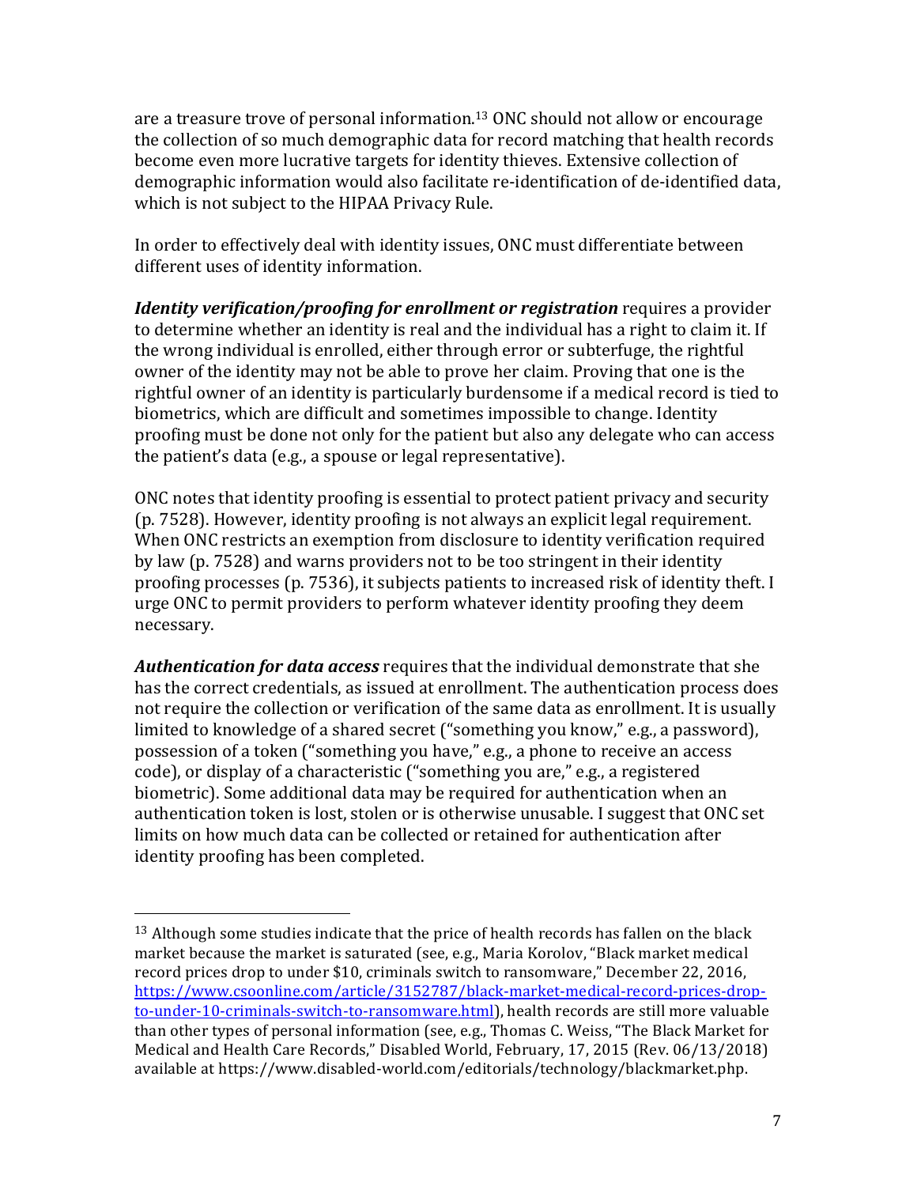are a treasure trove of personal information.[13] ONC should not allow or encourage the collection of so much demographic data for record matching that health records become even more lucrative targets for identity thieves. Extensive collection of demographic information would also facilitate re-identification of de-identified data, which is not subject to the HIPAA Privacy Rule.

In order to effectively deal with identity issues, ONC must differentiate between different uses of identity information.

***Identity verification/proofing for enrollment or registration*** requires a provider to determine whether an identity is real and the individual has a right to claim it. If the wrong individual is enrolled, either through error or subterfuge, the rightful owner of the identity may not be able to prove her claim. Proving that one is the rightful owner of an identity is particularly burdensome if a medical record is tied to biometrics, which are difficult and sometimes impossible to change. Identity proofing must be done not only for the patient but also any delegate who can access the patient's data (e.g., a spouse or legal representative).

ONC notes that identity proofing is essential to protect patient privacy and security (p. 7528). However, identity proofing is not always an explicit legal requirement. When ONC restricts an exemption from disclosure to identity verification required by law (p. 7528) and warns providers not to be too stringent in their identity proofing processes (p. 7536), it subjects patients to increased risk of identity theft. I urge ONC to permit providers to perform whatever identity proofing they deem necessary.

***Authentication for data access*** requires that the individual demonstrate that she has the correct credentials, as issued at enrollment. The authentication process does not require the collection or verification of the same data as enrollment. It is usually limited to knowledge of a shared secret ("something you know," e.g., a password), possession of a token ("something you have," e.g., a phone to receive an access code), or display of a characteristic ("something you are," e.g., a registered biometric). Some additional data may be required for authentication when an authentication token is lost, stolen or is otherwise unusable. I suggest that ONC set limits on how much data can be collected or retained for authentication after identity proofing has been completed.

---

[13] Although some studies indicate that the price of health records has fallen on the black market because the market is saturated (see, e.g., Maria Korolov, "Black market medical record prices drop to under $10, criminals switch to ransomware," December 22, 2016, [https://www.csoonline.com/article/3152787/black-market-medical-record-prices-drop-to-under-10-criminals-switch-to-ransomware.html](https://www.csoonline.com/article/3152787/black-market-medical-record-prices-drop-to-under-10-criminals-switch-to-ransomware.html)), health records are still more valuable than other types of personal information (see, e.g., Thomas C. Weiss, "The Black Market for Medical and Health Care Records," Disabled World, February, 17, 2015 (Rev. 06/13/2018) available at https://www.disabled-world.com/editorials/technology/blackmarket.php.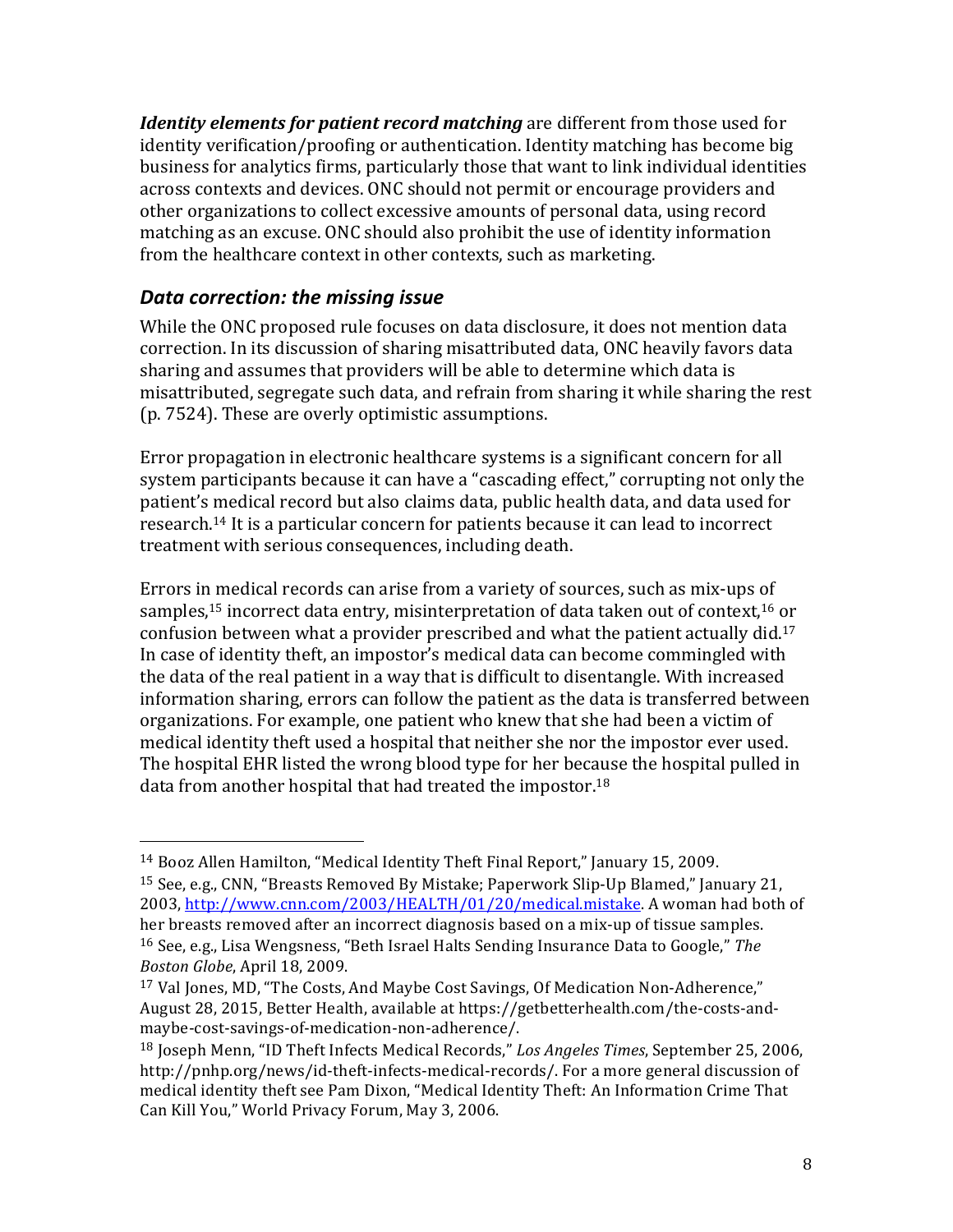***Identity elements for patient record matching*** are different from those used for identity verification/proofing or authentication. Identity matching has become big business for analytics firms, particularly those that want to link individual identities across contexts and devices. ONC should not permit or encourage providers and other organizations to collect excessive amounts of personal data, using record matching as an excuse. ONC should also prohibit the use of identity information from the healthcare context in other contexts, such as marketing.

## *Data correction: the missing issue*

While the ONC proposed rule focuses on data disclosure, it does not mention data correction. In its discussion of sharing misattributed data, ONC heavily favors data sharing and assumes that providers will be able to determine which data is misattributed, segregate such data, and refrain from sharing it while sharing the rest (p. 7524). These are overly optimistic assumptions.

Error propagation in electronic healthcare systems is a significant concern for all system participants because it can have a "cascading effect," corrupting not only the patient's medical record but also claims data, public health data, and data used for research.[14] It is a particular concern for patients because it can lead to incorrect treatment with serious consequences, including death.

Errors in medical records can arise from a variety of sources, such as mix-ups of samples,[15] incorrect data entry, misinterpretation of data taken out of context,[16] or confusion between what a provider prescribed and what the patient actually did.[17] In case of identity theft, an impostor's medical data can become commingled with the data of the real patient in a way that is difficult to disentangle. With increased information sharing, errors can follow the patient as the data is transferred between organizations. For example, one patient who knew that she had been a victim of medical identity theft used a hospital that neither she nor the impostor ever used. The hospital EHR listed the wrong blood type for her because the hospital pulled in data from another hospital that had treated the impostor.[18]

---

[14] Booz Allen Hamilton, "Medical Identity Theft Final Report," January 15, 2009.

[15] See, e.g., CNN, "Breasts Removed By Mistake; Paperwork Slip-Up Blamed," January 21, 2003, http://www.cnn.com/2003/HEALTH/01/20/medical.mistake. A woman had both of her breasts removed after an incorrect diagnosis based on a mix-up of tissue samples.

[16] See, e.g., Lisa Wengsness, "Beth Israel Halts Sending Insurance Data to Google," *The Boston Globe*, April 18, 2009.

[17] Val Jones, MD, "The Costs, And Maybe Cost Savings, Of Medication Non-Adherence," August 28, 2015, Better Health, available at https://getbetterhealth.com/the-costs-and-maybe-cost-savings-of-medication-non-adherence/.

[18] Joseph Menn, "ID Theft Infects Medical Records," *Los Angeles Times*, September 25, 2006, http://pnhp.org/news/id-theft-infects-medical-records/. For a more general discussion of medical identity theft see Pam Dixon, "Medical Identity Theft: An Information Crime That Can Kill You," World Privacy Forum, May 3, 2006.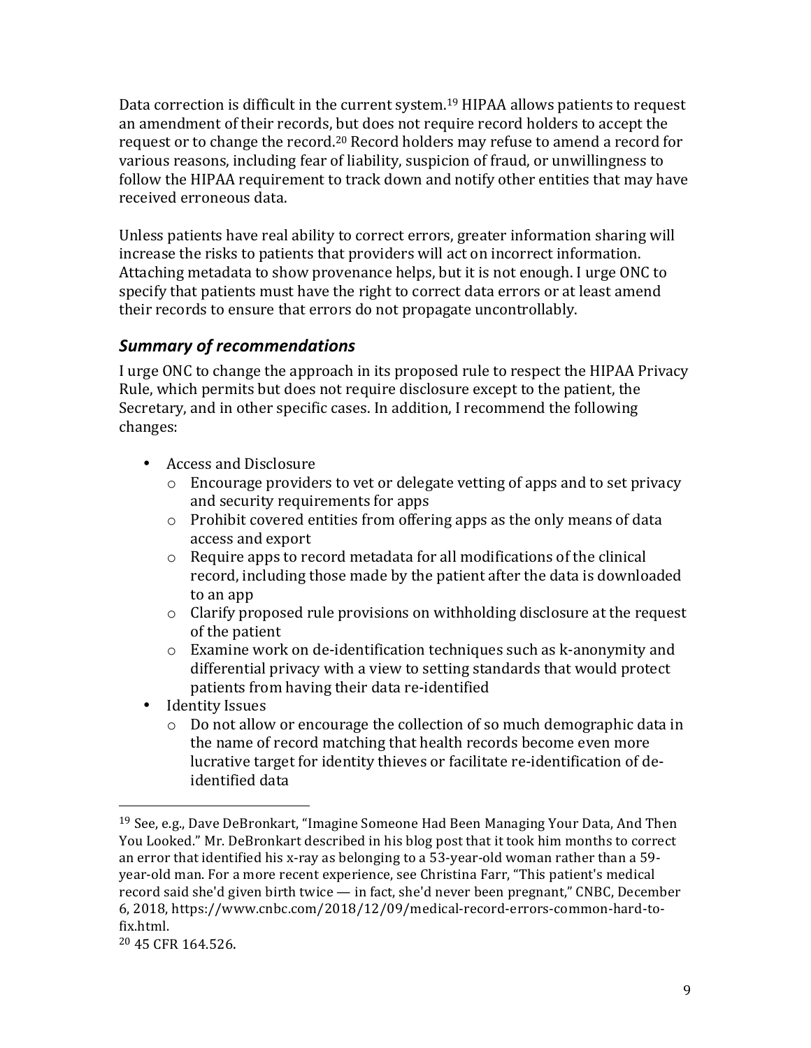Data correction is difficult in the current system.[19] HIPAA allows patients to request an amendment of their records, but does not require record holders to accept the request or to change the record.[20] Record holders may refuse to amend a record for various reasons, including fear of liability, suspicion of fraud, or unwillingness to follow the HIPAA requirement to track down and notify other entities that may have received erroneous data.

Unless patients have real ability to correct errors, greater information sharing will increase the risks to patients that providers will act on incorrect information. Attaching metadata to show provenance helps, but it is not enough. I urge ONC to specify that patients must have the right to correct data errors or at least amend their records to ensure that errors do not propagate uncontrollably.

### *Summary of recommendations*

I urge ONC to change the approach in its proposed rule to respect the HIPAA Privacy Rule, which permits but does not require disclosure except to the patient, the Secretary, and in other specific cases. In addition, I recommend the following changes:

- Access and Disclosure
  - Encourage providers to vet or delegate vetting of apps and to set privacy and security requirements for apps
  - Prohibit covered entities from offering apps as the only means of data access and export
  - Require apps to record metadata for all modifications of the clinical record, including those made by the patient after the data is downloaded to an app
  - Clarify proposed rule provisions on withholding disclosure at the request of the patient
  - Examine work on de-identification techniques such as k-anonymity and differential privacy with a view to setting standards that would protect patients from having their data re-identified
- Identity Issues
  - Do not allow or encourage the collection of so much demographic data in the name of record matching that health records become even more lucrative target for identity thieves or facilitate re-identification of de-identified data

---

[19] See, e.g., Dave DeBronkart, "Imagine Someone Had Been Managing Your Data, And Then You Looked." Mr. DeBronkart described in his blog post that it took him months to correct an error that identified his x-ray as belonging to a 53-year-old woman rather than a 59-year-old man. For a more recent experience, see Christina Farr, "This patient's medical record said she'd given birth twice — in fact, she'd never been pregnant," CNBC, December 6, 2018, https://www.cnbc.com/2018/12/09/medical-record-errors-common-hard-to-fix.html.

[20] 45 CFR 164.526.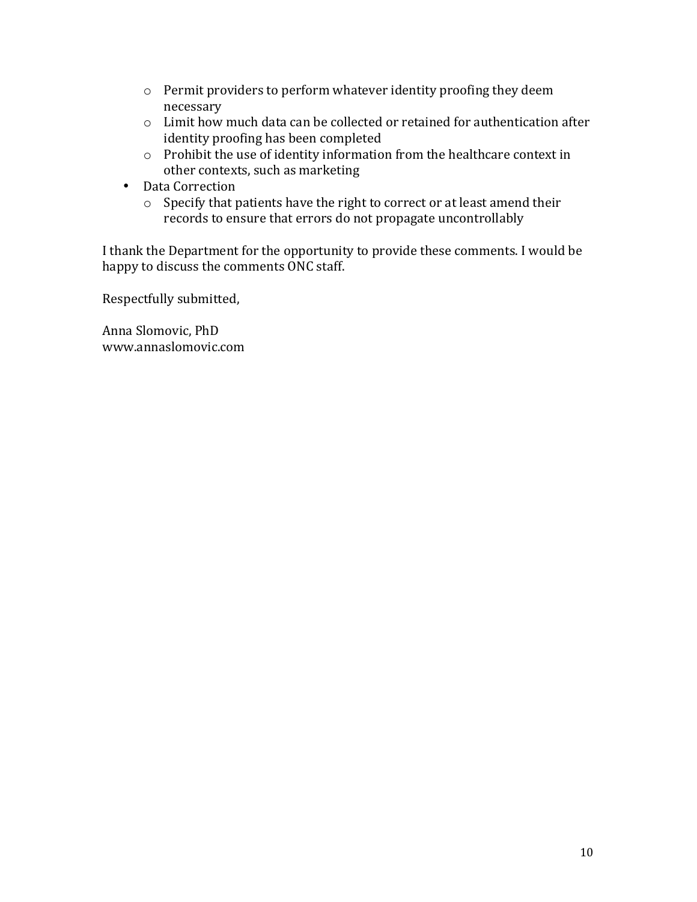- Permit providers to perform whatever identity proofing they deem necessary
  - Limit how much data can be collected or retained for authentication after identity proofing has been completed
  - Prohibit the use of identity information from the healthcare context in other contexts, such as marketing
- Data Correction
  - Specify that patients have the right to correct or at least amend their records to ensure that errors do not propagate uncontrollably

I thank the Department for the opportunity to provide these comments. I would be happy to discuss the comments ONC staff.

Respectfully submitted,

Anna Slomovic, PhD
www.annaslomovic.com